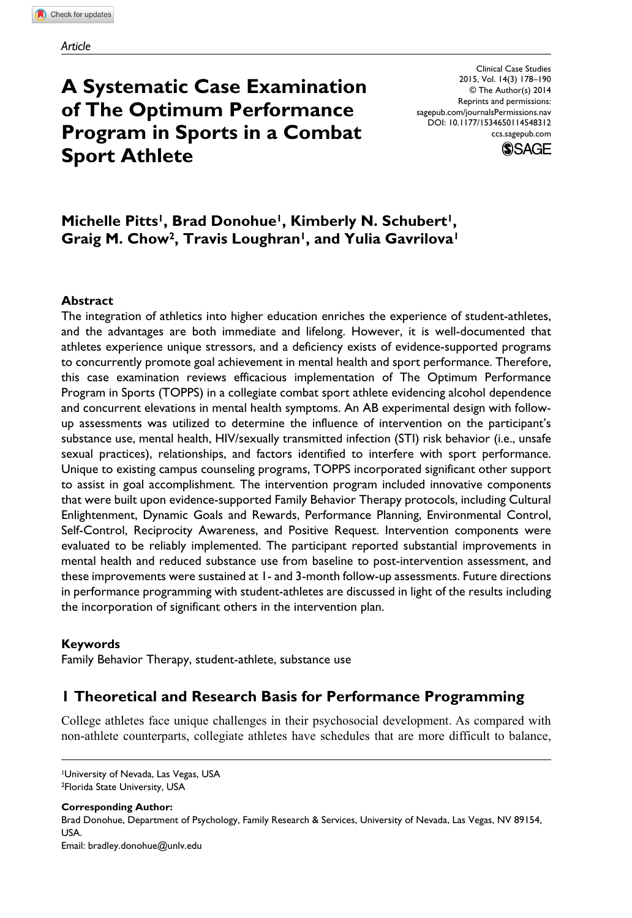*Article*

# A Systematic Case Examination of The Optimum Performance Program in Sports in a Combat Sport Athlete

**Michelle Pitts[1], Brad Donohue[1], Kimberly N. Schubert[1], Graig M. Chow[2], Travis Loughran[1], and Yulia Gavrilova[1]**

### Abstract

The integration of athletics into higher education enriches the experience of student-athletes, and the advantages are both immediate and lifelong. However, it is well-documented that athletes experience unique stressors, and a deficiency exists of evidence-supported programs to concurrently promote goal achievement in mental health and sport performance. Therefore, this case examination reviews efficacious implementation of The Optimum Performance Program in Sports (TOPPS) in a collegiate combat sport athlete evidencing alcohol dependence and concurrent elevations in mental health symptoms. An AB experimental design with follow-up assessments was utilized to determine the influence of intervention on the participant's substance use, mental health, HIV/sexually transmitted infection (STI) risk behavior (i.e., unsafe sexual practices), relationships, and factors identified to interfere with sport performance. Unique to existing campus counseling programs, TOPPS incorporated significant other support to assist in goal accomplishment. The intervention program included innovative components that were built upon evidence-supported Family Behavior Therapy protocols, including Cultural Enlightenment, Dynamic Goals and Rewards, Performance Planning, Environmental Control, Self-Control, Reciprocity Awareness, and Positive Request. Intervention components were evaluated to be reliably implemented. The participant reported substantial improvements in mental health and reduced substance use from baseline to post-intervention assessment, and these improvements were sustained at 1- and 3-month follow-up assessments. Future directions in performance programming with student-athletes are discussed in light of the results including the incorporation of significant others in the intervention plan.

### Keywords

Family Behavior Therapy, student-athlete, substance use

## 1 Theoretical and Research Basis for Performance Programming

College athletes face unique challenges in their psychosocial development. As compared with non-athlete counterparts, collegiate athletes have schedules that are more difficult to balance,

[1]University of Nevada, Las Vegas, USA
[2]Florida State University, USA

**Corresponding Author:**
Brad Donohue, Department of Psychology, Family Research & Services, University of Nevada, Las Vegas, NV 89154, USA.
Email: bradley.donohue@unlv.edu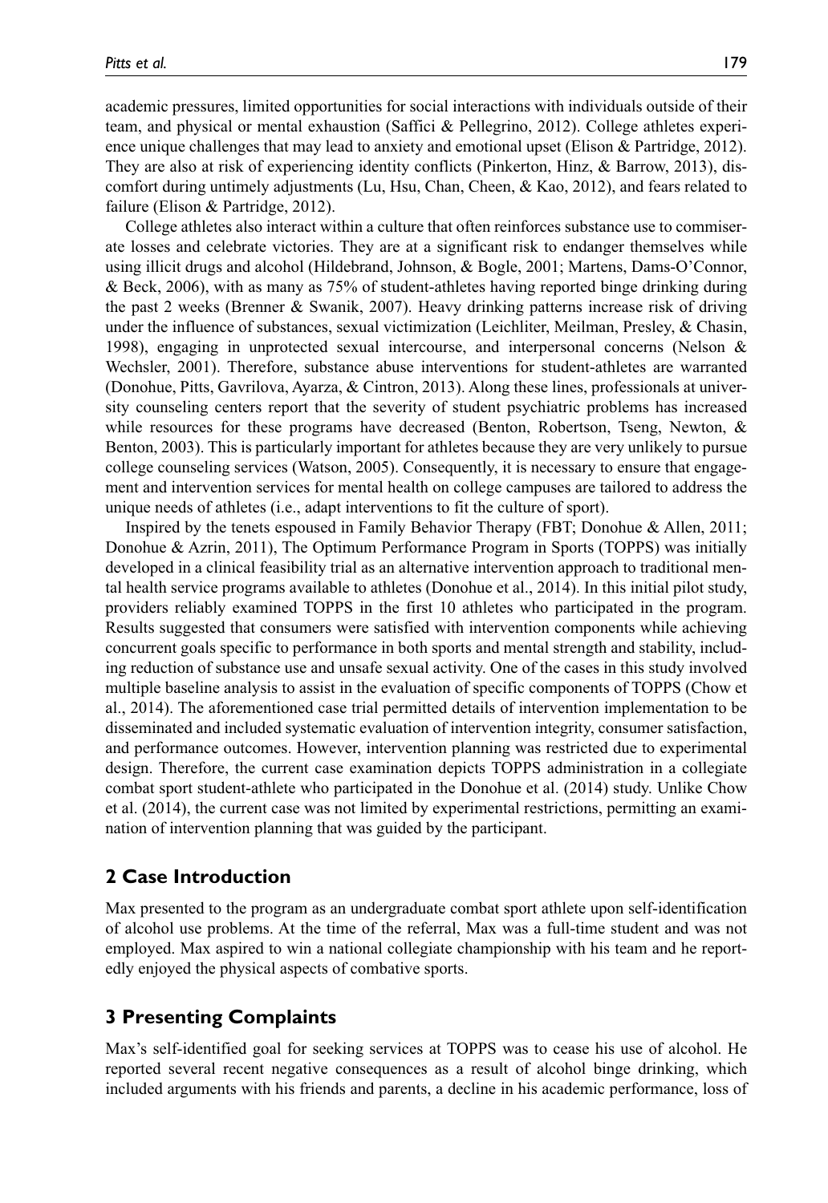academic pressures, limited opportunities for social interactions with individuals outside of their team, and physical or mental exhaustion (Saffici & Pellegrino, 2012). College athletes experience unique challenges that may lead to anxiety and emotional upset (Elison & Partridge, 2012). They are also at risk of experiencing identity conflicts (Pinkerton, Hinz, & Barrow, 2013), discomfort during untimely adjustments (Lu, Hsu, Chan, Cheen, & Kao, 2012), and fears related to failure (Elison & Partridge, 2012).

College athletes also interact within a culture that often reinforces substance use to commiserate losses and celebrate victories. They are at a significant risk to endanger themselves while using illicit drugs and alcohol (Hildebrand, Johnson, & Bogle, 2001; Martens, Dams-O'Connor, & Beck, 2006), with as many as 75% of student-athletes having reported binge drinking during the past 2 weeks (Brenner & Swanik, 2007). Heavy drinking patterns increase risk of driving under the influence of substances, sexual victimization (Leichliter, Meilman, Presley, & Chasin, 1998), engaging in unprotected sexual intercourse, and interpersonal concerns (Nelson & Wechsler, 2001). Therefore, substance abuse interventions for student-athletes are warranted (Donohue, Pitts, Gavrilova, Ayarza, & Cintron, 2013). Along these lines, professionals at university counseling centers report that the severity of student psychiatric problems has increased while resources for these programs have decreased (Benton, Robertson, Tseng, Newton, & Benton, 2003). This is particularly important for athletes because they are very unlikely to pursue college counseling services (Watson, 2005). Consequently, it is necessary to ensure that engagement and intervention services for mental health on college campuses are tailored to address the unique needs of athletes (i.e., adapt interventions to fit the culture of sport).

Inspired by the tenets espoused in Family Behavior Therapy (FBT; Donohue & Allen, 2011; Donohue & Azrin, 2011), The Optimum Performance Program in Sports (TOPPS) was initially developed in a clinical feasibility trial as an alternative intervention approach to traditional mental health service programs available to athletes (Donohue et al., 2014). In this initial pilot study, providers reliably examined TOPPS in the first 10 athletes who participated in the program. Results suggested that consumers were satisfied with intervention components while achieving concurrent goals specific to performance in both sports and mental strength and stability, including reduction of substance use and unsafe sexual activity. One of the cases in this study involved multiple baseline analysis to assist in the evaluation of specific components of TOPPS (Chow et al., 2014). The aforementioned case trial permitted details of intervention implementation to be disseminated and included systematic evaluation of intervention integrity, consumer satisfaction, and performance outcomes. However, intervention planning was restricted due to experimental design. Therefore, the current case examination depicts TOPPS administration in a collegiate combat sport student-athlete who participated in the Donohue et al. (2014) study. Unlike Chow et al. (2014), the current case was not limited by experimental restrictions, permitting an examination of intervention planning that was guided by the participant.

## 2 Case Introduction

Max presented to the program as an undergraduate combat sport athlete upon self-identification of alcohol use problems. At the time of the referral, Max was a full-time student and was not employed. Max aspired to win a national collegiate championship with his team and he reportedly enjoyed the physical aspects of combative sports.

## 3 Presenting Complaints

Max's self-identified goal for seeking services at TOPPS was to cease his use of alcohol. He reported several recent negative consequences as a result of alcohol binge drinking, which included arguments with his friends and parents, a decline in his academic performance, loss of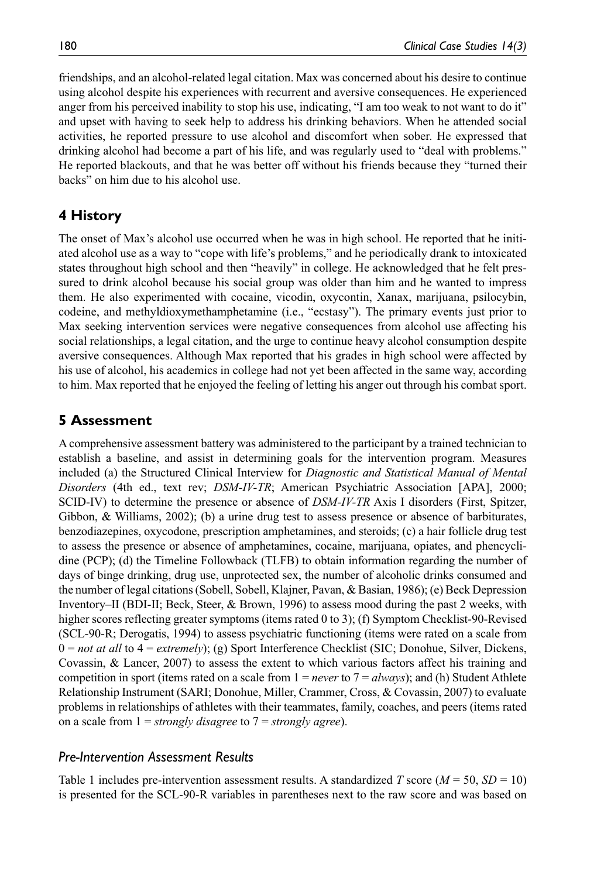friendships, and an alcohol-related legal citation. Max was concerned about his desire to continue using alcohol despite his experiences with recurrent and aversive consequences. He experienced anger from his perceived inability to stop his use, indicating, "I am too weak to not want to do it" and upset with having to seek help to address his drinking behaviors. When he attended social activities, he reported pressure to use alcohol and discomfort when sober. He expressed that drinking alcohol had become a part of his life, and was regularly used to "deal with problems." He reported blackouts, and that he was better off without his friends because they "turned their backs" on him due to his alcohol use.

## 4 History

The onset of Max's alcohol use occurred when he was in high school. He reported that he initiated alcohol use as a way to "cope with life's problems," and he periodically drank to intoxicated states throughout high school and then "heavily" in college. He acknowledged that he felt pressured to drink alcohol because his social group was older than him and he wanted to impress them. He also experimented with cocaine, vicodin, oxycontin, Xanax, marijuana, psilocybin, codeine, and methyldioxymethamphetamine (i.e., "ecstasy"). The primary events just prior to Max seeking intervention services were negative consequences from alcohol use affecting his social relationships, a legal citation, and the urge to continue heavy alcohol consumption despite aversive consequences. Although Max reported that his grades in high school were affected by his use of alcohol, his academics in college had not yet been affected in the same way, according to him. Max reported that he enjoyed the feeling of letting his anger out through his combat sport.

## 5 Assessment

A comprehensive assessment battery was administered to the participant by a trained technician to establish a baseline, and assist in determining goals for the intervention program. Measures included (a) the Structured Clinical Interview for *Diagnostic and Statistical Manual of Mental Disorders* (4th ed., text rev; *DSM-IV-TR*; American Psychiatric Association [APA], 2000; SCID-IV) to determine the presence or absence of *DSM-IV-TR* Axis I disorders (First, Spitzer, Gibbon, & Williams, 2002); (b) a urine drug test to assess presence or absence of barbiturates, benzodiazepines, oxycodone, prescription amphetamines, and steroids; (c) a hair follicle drug test to assess the presence or absence of amphetamines, cocaine, marijuana, opiates, and phencyclidine (PCP); (d) the Timeline Followback (TLFB) to obtain information regarding the number of days of binge drinking, drug use, unprotected sex, the number of alcoholic drinks consumed and the number of legal citations (Sobell, Sobell, Klajner, Pavan, & Basian, 1986); (e) Beck Depression Inventory–II (BDI-II; Beck, Steer, & Brown, 1996) to assess mood during the past 2 weeks, with higher scores reflecting greater symptoms (items rated 0 to 3); (f) Symptom Checklist-90-Revised (SCL-90-R; Derogatis, 1994) to assess psychiatric functioning (items were rated on a scale from 0 = *not at all* to 4 = *extremely*); (g) Sport Interference Checklist (SIC; Donohue, Silver, Dickens, Covassin, & Lancer, 2007) to assess the extent to which various factors affect his training and competition in sport (items rated on a scale from 1 = *never* to 7 = *always*); and (h) Student Athlete Relationship Instrument (SARI; Donohue, Miller, Crammer, Cross, & Covassin, 2007) to evaluate problems in relationships of athletes with their teammates, family, coaches, and peers (items rated on a scale from 1 = *strongly disagree* to 7 = *strongly agree*).

### *Pre-Intervention Assessment Results*

Table 1 includes pre-intervention assessment results. A standardized *T* score ($M = 50$, $SD = 10$) is presented for the SCL-90-R variables in parentheses next to the raw score and was based on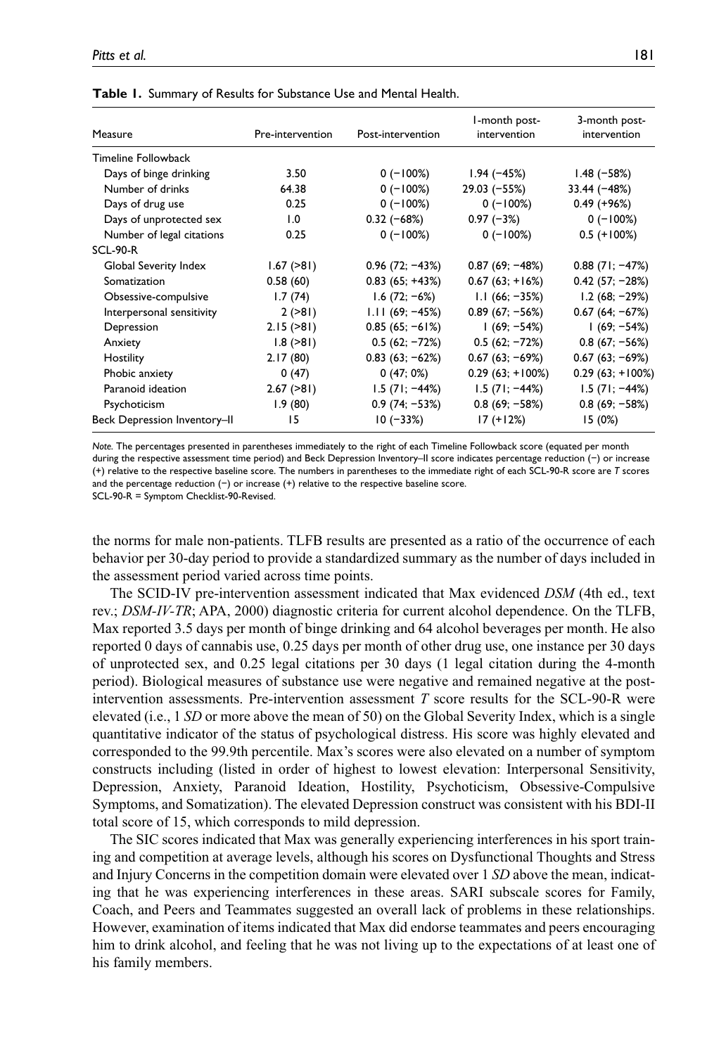**Table 1.** Summary of Results for Substance Use and Mental Health.

| Measure | Pre-intervention | Post-intervention | 1-month post-intervention | 3-month post-intervention |
|---|---|---|---|---|
| Timeline Followback | | | | |
| Days of binge drinking | 3.50 | 0 (−100%) | 1.94 (−45%) | 1.48 (−58%) |
| Number of drinks | 64.38 | 0 (−100%) | 29.03 (−55%) | 33.44 (−48%) |
| Days of drug use | 0.25 | 0 (−100%) | 0 (−100%) | 0.49 (+96%) |
| Days of unprotected sex | 1.0 | 0.32 (−68%) | 0.97 (−3%) | 0 (−100%) |
| Number of legal citations | 0.25 | 0 (−100%) | 0 (−100%) | 0.5 (+100%) |
| SCL-90-R | | | | |
| Global Severity Index | 1.67 (>81) | 0.96 (72; −43%) | 0.87 (69; −48%) | 0.88 (71; −47%) |
| Somatization | 0.58 (60) | 0.83 (65; +43%) | 0.67 (63; +16%) | 0.42 (57; −28%) |
| Obsessive-compulsive | 1.7 (74) | 1.6 (72; −6%) | 1.1 (66; −35%) | 1.2 (68; −29%) |
| Interpersonal sensitivity | 2 (>81) | 1.11 (69; −45%) | 0.89 (67; −56%) | 0.67 (64; −67%) |
| Depression | 2.15 (>81) | 0.85 (65; −61%) | 1 (69; −54%) | 1 (69; −54%) |
| Anxiety | 1.8 (>81) | 0.5 (62; −72%) | 0.5 (62; −72%) | 0.8 (67; −56%) |
| Hostility | 2.17 (80) | 0.83 (63; −62%) | 0.67 (63; −69%) | 0.67 (63; −69%) |
| Phobic anxiety | 0 (47) | 0 (47; 0%) | 0.29 (63; +100%) | 0.29 (63; +100%) |
| Paranoid ideation | 2.67 (>81) | 1.5 (71; −44%) | 1.5 (71; −44%) | 1.5 (71; −44%) |
| Psychoticism | 1.9 (80) | 0.9 (74; −53%) | 0.8 (69; −58%) | 0.8 (69; −58%) |
| Beck Depression Inventory–II | 15 | 10 (−33%) | 17 (+12%) | 15 (0%) |

*Note.* The percentages presented in parentheses immediately to the right of each Timeline Followback score (equated per month during the respective assessment time period) and Beck Depression Inventory–II score indicates percentage reduction (−) or increase (+) relative to the respective baseline score. The numbers in parentheses to the immediate right of each SCL-90-R score are *T* scores and the percentage reduction (−) or increase (+) relative to the respective baseline score.
SCL-90-R = Symptom Checklist-90-Revised.

the norms for male non-patients. TLFB results are presented as a ratio of the occurrence of each behavior per 30-day period to provide a standardized summary as the number of days included in the assessment period varied across time points.

The SCID-IV pre-intervention assessment indicated that Max evidenced *DSM* (4th ed., text rev.; *DSM-IV-TR*; APA, 2000) diagnostic criteria for current alcohol dependence. On the TLFB, Max reported 3.5 days per month of binge drinking and 64 alcohol beverages per month. He also reported 0 days of cannabis use, 0.25 days per month of other drug use, one instance per 30 days of unprotected sex, and 0.25 legal citations per 30 days (1 legal citation during the 4-month period). Biological measures of substance use were negative and remained negative at the post-intervention assessments. Pre-intervention assessment *T* score results for the SCL-90-R were elevated (i.e., 1 *SD* or more above the mean of 50) on the Global Severity Index, which is a single quantitative indicator of the status of psychological distress. His score was highly elevated and corresponded to the 99.9th percentile. Max's scores were also elevated on a number of symptom constructs including (listed in order of highest to lowest elevation: Interpersonal Sensitivity, Depression, Anxiety, Paranoid Ideation, Hostility, Psychoticism, Obsessive-Compulsive Symptoms, and Somatization). The elevated Depression construct was consistent with his BDI-II total score of 15, which corresponds to mild depression.

The SIC scores indicated that Max was generally experiencing interferences in his sport training and competition at average levels, although his scores on Dysfunctional Thoughts and Stress and Injury Concerns in the competition domain were elevated over 1 *SD* above the mean, indicating that he was experiencing interferences in these areas. SARI subscale scores for Family, Coach, and Peers and Teammates suggested an overall lack of problems in these relationships. However, examination of items indicated that Max did endorse teammates and peers encouraging him to drink alcohol, and feeling that he was not living up to the expectations of at least one of his family members.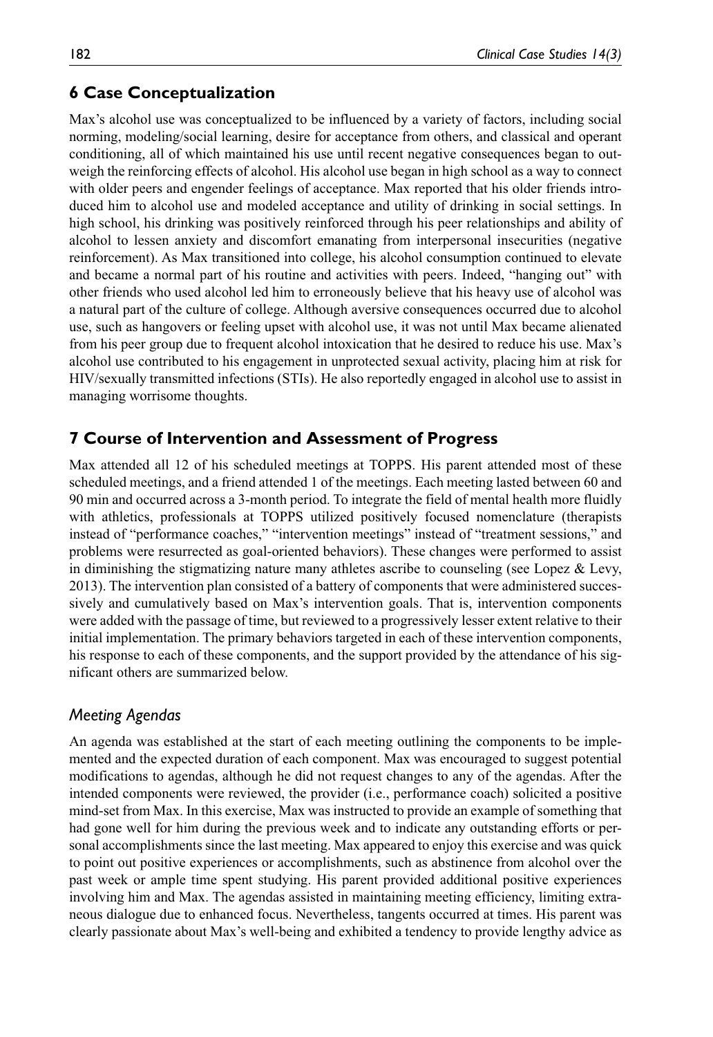## 6 Case Conceptualization

Max's alcohol use was conceptualized to be influenced by a variety of factors, including social norming, modeling/social learning, desire for acceptance from others, and classical and operant conditioning, all of which maintained his use until recent negative consequences began to outweigh the reinforcing effects of alcohol. His alcohol use began in high school as a way to connect with older peers and engender feelings of acceptance. Max reported that his older friends introduced him to alcohol use and modeled acceptance and utility of drinking in social settings. In high school, his drinking was positively reinforced through his peer relationships and ability of alcohol to lessen anxiety and discomfort emanating from interpersonal insecurities (negative reinforcement). As Max transitioned into college, his alcohol consumption continued to elevate and became a normal part of his routine and activities with peers. Indeed, "hanging out" with other friends who used alcohol led him to erroneously believe that his heavy use of alcohol was a natural part of the culture of college. Although aversive consequences occurred due to alcohol use, such as hangovers or feeling upset with alcohol use, it was not until Max became alienated from his peer group due to frequent alcohol intoxication that he desired to reduce his use. Max's alcohol use contributed to his engagement in unprotected sexual activity, placing him at risk for HIV/sexually transmitted infections (STIs). He also reportedly engaged in alcohol use to assist in managing worrisome thoughts.

## 7 Course of Intervention and Assessment of Progress

Max attended all 12 of his scheduled meetings at TOPPS. His parent attended most of these scheduled meetings, and a friend attended 1 of the meetings. Each meeting lasted between 60 and 90 min and occurred across a 3-month period. To integrate the field of mental health more fluidly with athletics, professionals at TOPPS utilized positively focused nomenclature (therapists instead of "performance coaches," "intervention meetings" instead of "treatment sessions," and problems were resurrected as goal-oriented behaviors). These changes were performed to assist in diminishing the stigmatizing nature many athletes ascribe to counseling (see Lopez & Levy, 2013). The intervention plan consisted of a battery of components that were administered successively and cumulatively based on Max's intervention goals. That is, intervention components were added with the passage of time, but reviewed to a progressively lesser extent relative to their initial implementation. The primary behaviors targeted in each of these intervention components, his response to each of these components, and the support provided by the attendance of his significant others are summarized below.

### *Meeting Agendas*

An agenda was established at the start of each meeting outlining the components to be implemented and the expected duration of each component. Max was encouraged to suggest potential modifications to agendas, although he did not request changes to any of the agendas. After the intended components were reviewed, the provider (i.e., performance coach) solicited a positive mind-set from Max. In this exercise, Max was instructed to provide an example of something that had gone well for him during the previous week and to indicate any outstanding efforts or personal accomplishments since the last meeting. Max appeared to enjoy this exercise and was quick to point out positive experiences or accomplishments, such as abstinence from alcohol over the past week or ample time spent studying. His parent provided additional positive experiences involving him and Max. The agendas assisted in maintaining meeting efficiency, limiting extraneous dialogue due to enhanced focus. Nevertheless, tangents occurred at times. His parent was clearly passionate about Max's well-being and exhibited a tendency to provide lengthy advice as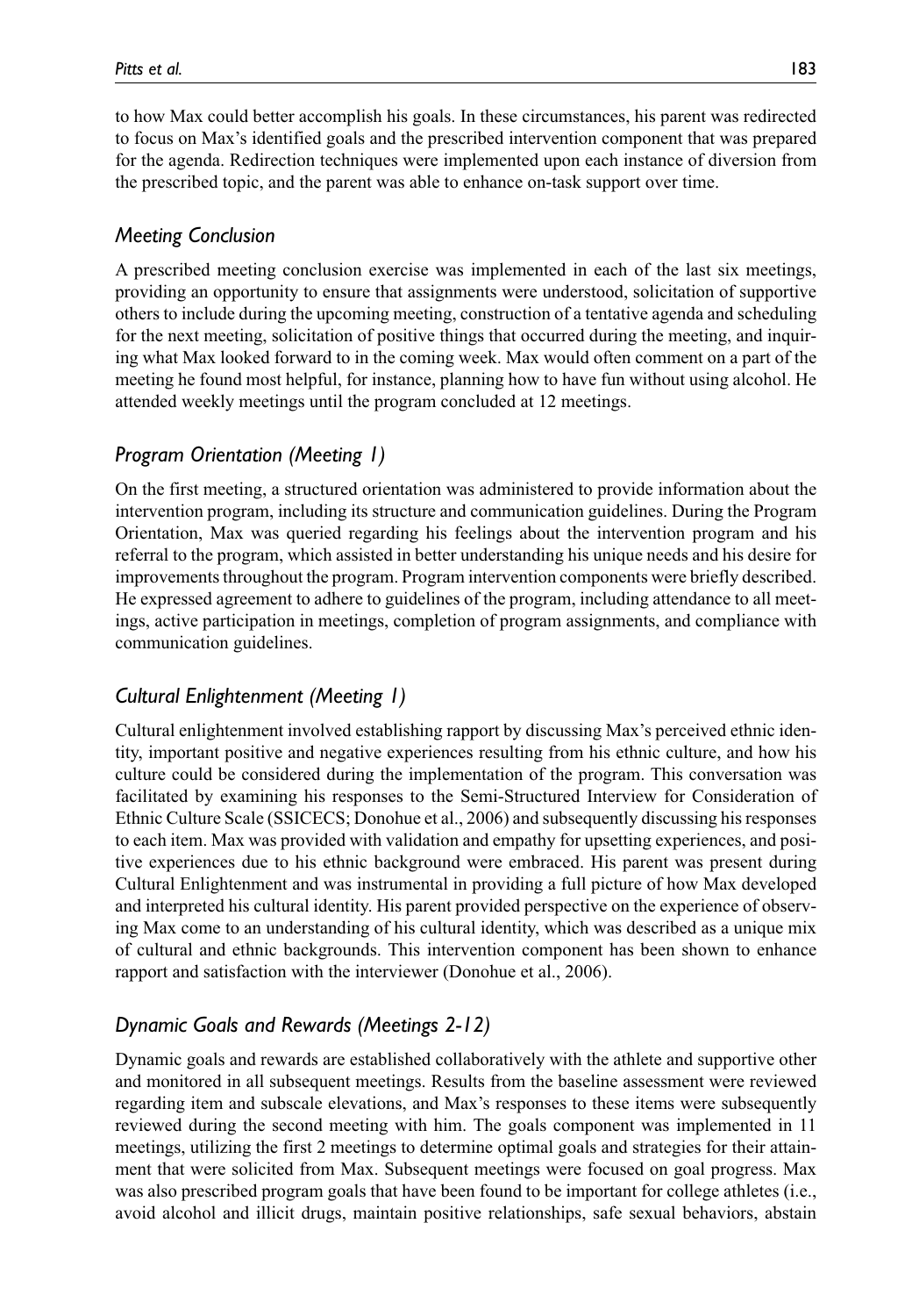to how Max could better accomplish his goals. In these circumstances, his parent was redirected to focus on Max's identified goals and the prescribed intervention component that was prepared for the agenda. Redirection techniques were implemented upon each instance of diversion from the prescribed topic, and the parent was able to enhance on-task support over time.

### *Meeting Conclusion*

A prescribed meeting conclusion exercise was implemented in each of the last six meetings, providing an opportunity to ensure that assignments were understood, solicitation of supportive others to include during the upcoming meeting, construction of a tentative agenda and scheduling for the next meeting, solicitation of positive things that occurred during the meeting, and inquiring what Max looked forward to in the coming week. Max would often comment on a part of the meeting he found most helpful, for instance, planning how to have fun without using alcohol. He attended weekly meetings until the program concluded at 12 meetings.

### *Program Orientation (Meeting 1)*

On the first meeting, a structured orientation was administered to provide information about the intervention program, including its structure and communication guidelines. During the Program Orientation, Max was queried regarding his feelings about the intervention program and his referral to the program, which assisted in better understanding his unique needs and his desire for improvements throughout the program. Program intervention components were briefly described. He expressed agreement to adhere to guidelines of the program, including attendance to all meetings, active participation in meetings, completion of program assignments, and compliance with communication guidelines.

### *Cultural Enlightenment (Meeting 1)*

Cultural enlightenment involved establishing rapport by discussing Max's perceived ethnic identity, important positive and negative experiences resulting from his ethnic culture, and how his culture could be considered during the implementation of the program. This conversation was facilitated by examining his responses to the Semi-Structured Interview for Consideration of Ethnic Culture Scale (SSICECS; Donohue et al., 2006) and subsequently discussing his responses to each item. Max was provided with validation and empathy for upsetting experiences, and positive experiences due to his ethnic background were embraced. His parent was present during Cultural Enlightenment and was instrumental in providing a full picture of how Max developed and interpreted his cultural identity. His parent provided perspective on the experience of observing Max come to an understanding of his cultural identity, which was described as a unique mix of cultural and ethnic backgrounds. This intervention component has been shown to enhance rapport and satisfaction with the interviewer (Donohue et al., 2006).

### *Dynamic Goals and Rewards (Meetings 2-12)*

Dynamic goals and rewards are established collaboratively with the athlete and supportive other and monitored in all subsequent meetings. Results from the baseline assessment were reviewed regarding item and subscale elevations, and Max's responses to these items were subsequently reviewed during the second meeting with him. The goals component was implemented in 11 meetings, utilizing the first 2 meetings to determine optimal goals and strategies for their attainment that were solicited from Max. Subsequent meetings were focused on goal progress. Max was also prescribed program goals that have been found to be important for college athletes (i.e., avoid alcohol and illicit drugs, maintain positive relationships, safe sexual behaviors, abstain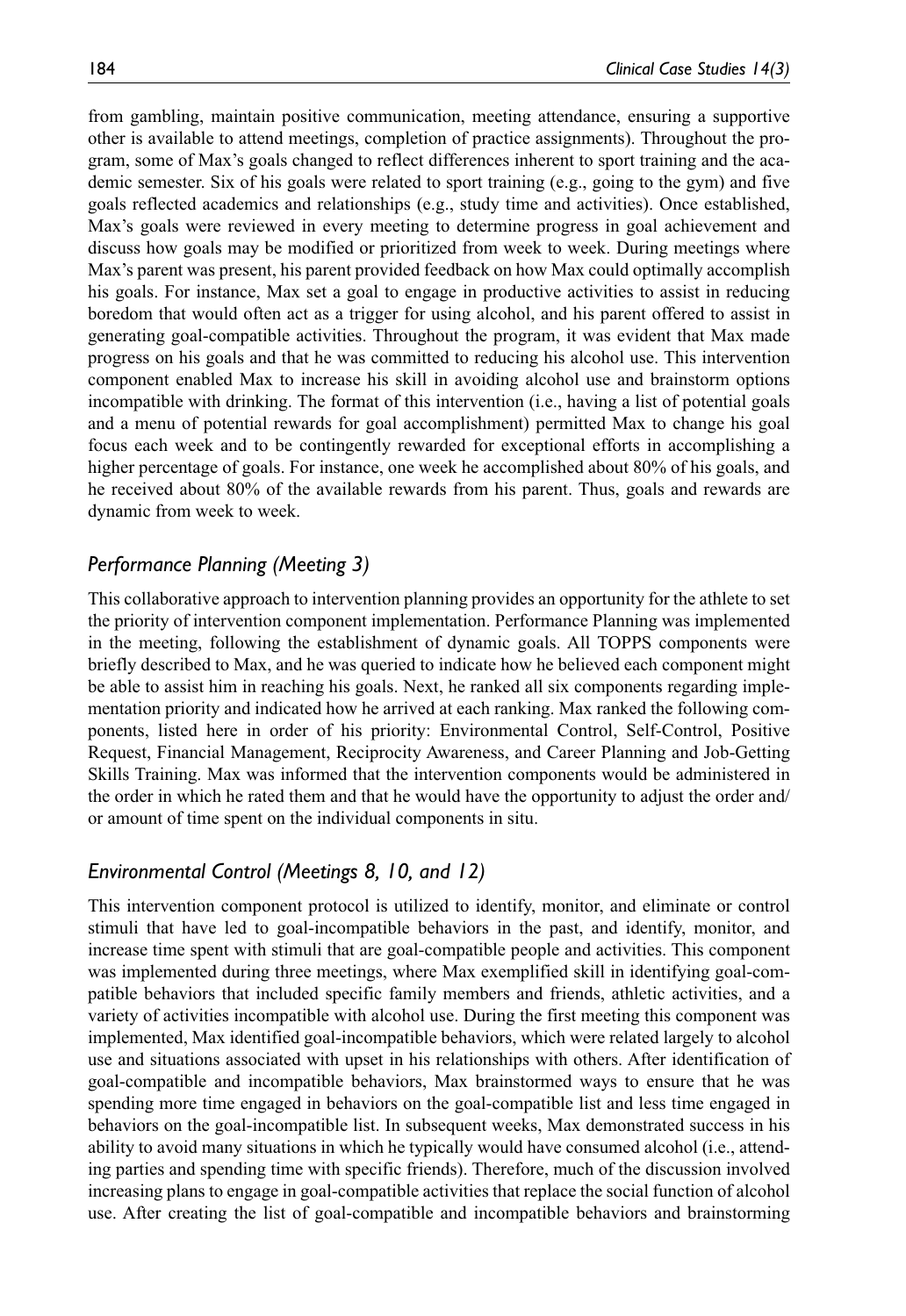from gambling, maintain positive communication, meeting attendance, ensuring a supportive other is available to attend meetings, completion of practice assignments). Throughout the program, some of Max's goals changed to reflect differences inherent to sport training and the academic semester. Six of his goals were related to sport training (e.g., going to the gym) and five goals reflected academics and relationships (e.g., study time and activities). Once established, Max's goals were reviewed in every meeting to determine progress in goal achievement and discuss how goals may be modified or prioritized from week to week. During meetings where Max's parent was present, his parent provided feedback on how Max could optimally accomplish his goals. For instance, Max set a goal to engage in productive activities to assist in reducing boredom that would often act as a trigger for using alcohol, and his parent offered to assist in generating goal-compatible activities. Throughout the program, it was evident that Max made progress on his goals and that he was committed to reducing his alcohol use. This intervention component enabled Max to increase his skill in avoiding alcohol use and brainstorm options incompatible with drinking. The format of this intervention (i.e., having a list of potential goals and a menu of potential rewards for goal accomplishment) permitted Max to change his goal focus each week and to be contingently rewarded for exceptional efforts in accomplishing a higher percentage of goals. For instance, one week he accomplished about 80% of his goals, and he received about 80% of the available rewards from his parent. Thus, goals and rewards are dynamic from week to week.

### *Performance Planning (Meeting 3)*

This collaborative approach to intervention planning provides an opportunity for the athlete to set the priority of intervention component implementation. Performance Planning was implemented in the meeting, following the establishment of dynamic goals. All TOPPS components were briefly described to Max, and he was queried to indicate how he believed each component might be able to assist him in reaching his goals. Next, he ranked all six components regarding implementation priority and indicated how he arrived at each ranking. Max ranked the following components, listed here in order of his priority: Environmental Control, Self-Control, Positive Request, Financial Management, Reciprocity Awareness, and Career Planning and Job-Getting Skills Training. Max was informed that the intervention components would be administered in the order in which he rated them and that he would have the opportunity to adjust the order and/or amount of time spent on the individual components in situ.

### *Environmental Control (Meetings 8, 10, and 12)*

This intervention component protocol is utilized to identify, monitor, and eliminate or control stimuli that have led to goal-incompatible behaviors in the past, and identify, monitor, and increase time spent with stimuli that are goal-compatible people and activities. This component was implemented during three meetings, where Max exemplified skill in identifying goal-compatible behaviors that included specific family members and friends, athletic activities, and a variety of activities incompatible with alcohol use. During the first meeting this component was implemented, Max identified goal-incompatible behaviors, which were related largely to alcohol use and situations associated with upset in his relationships with others. After identification of goal-compatible and incompatible behaviors, Max brainstormed ways to ensure that he was spending more time engaged in behaviors on the goal-compatible list and less time engaged in behaviors on the goal-incompatible list. In subsequent weeks, Max demonstrated success in his ability to avoid many situations in which he typically would have consumed alcohol (i.e., attending parties and spending time with specific friends). Therefore, much of the discussion involved increasing plans to engage in goal-compatible activities that replace the social function of alcohol use. After creating the list of goal-compatible and incompatible behaviors and brainstorming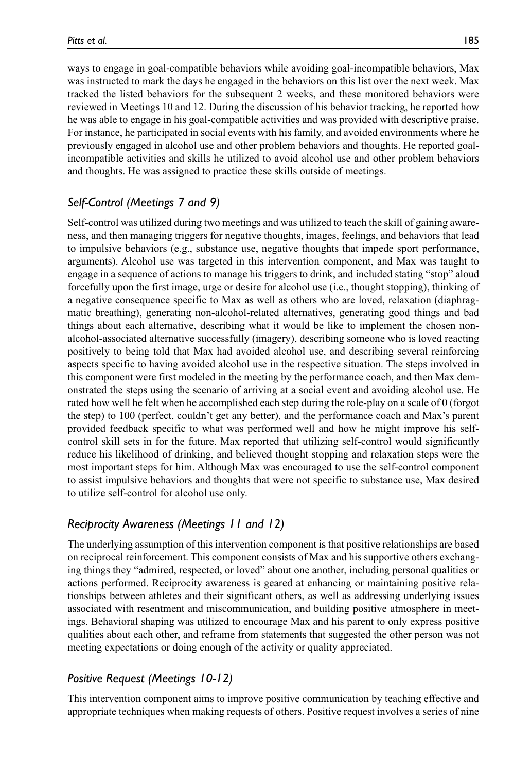ways to engage in goal-compatible behaviors while avoiding goal-incompatible behaviors, Max was instructed to mark the days he engaged in the behaviors on this list over the next week. Max tracked the listed behaviors for the subsequent 2 weeks, and these monitored behaviors were reviewed in Meetings 10 and 12. During the discussion of his behavior tracking, he reported how he was able to engage in his goal-compatible activities and was provided with descriptive praise. For instance, he participated in social events with his family, and avoided environments where he previously engaged in alcohol use and other problem behaviors and thoughts. He reported goal-incompatible activities and skills he utilized to avoid alcohol use and other problem behaviors and thoughts. He was assigned to practice these skills outside of meetings.

### *Self-Control (Meetings 7 and 9)*

Self-control was utilized during two meetings and was utilized to teach the skill of gaining awareness, and then managing triggers for negative thoughts, images, feelings, and behaviors that lead to impulsive behaviors (e.g., substance use, negative thoughts that impede sport performance, arguments). Alcohol use was targeted in this intervention component, and Max was taught to engage in a sequence of actions to manage his triggers to drink, and included stating "stop" aloud forcefully upon the first image, urge or desire for alcohol use (i.e., thought stopping), thinking of a negative consequence specific to Max as well as others who are loved, relaxation (diaphragmatic breathing), generating non-alcohol-related alternatives, generating good things and bad things about each alternative, describing what it would be like to implement the chosen non-alcohol-associated alternative successfully (imagery), describing someone who is loved reacting positively to being told that Max had avoided alcohol use, and describing several reinforcing aspects specific to having avoided alcohol use in the respective situation. The steps involved in this component were first modeled in the meeting by the performance coach, and then Max demonstrated the steps using the scenario of arriving at a social event and avoiding alcohol use. He rated how well he felt when he accomplished each step during the role-play on a scale of 0 (forgot the step) to 100 (perfect, couldn't get any better), and the performance coach and Max's parent provided feedback specific to what was performed well and how he might improve his self-control skill sets in for the future. Max reported that utilizing self-control would significantly reduce his likelihood of drinking, and believed thought stopping and relaxation steps were the most important steps for him. Although Max was encouraged to use the self-control component to assist impulsive behaviors and thoughts that were not specific to substance use, Max desired to utilize self-control for alcohol use only.

### *Reciprocity Awareness (Meetings 11 and 12)*

The underlying assumption of this intervention component is that positive relationships are based on reciprocal reinforcement. This component consists of Max and his supportive others exchanging things they "admired, respected, or loved" about one another, including personal qualities or actions performed. Reciprocity awareness is geared at enhancing or maintaining positive relationships between athletes and their significant others, as well as addressing underlying issues associated with resentment and miscommunication, and building positive atmosphere in meetings. Behavioral shaping was utilized to encourage Max and his parent to only express positive qualities about each other, and reframe from statements that suggested the other person was not meeting expectations or doing enough of the activity or quality appreciated.

### *Positive Request (Meetings 10-12)*

This intervention component aims to improve positive communication by teaching effective and appropriate techniques when making requests of others. Positive request involves a series of nine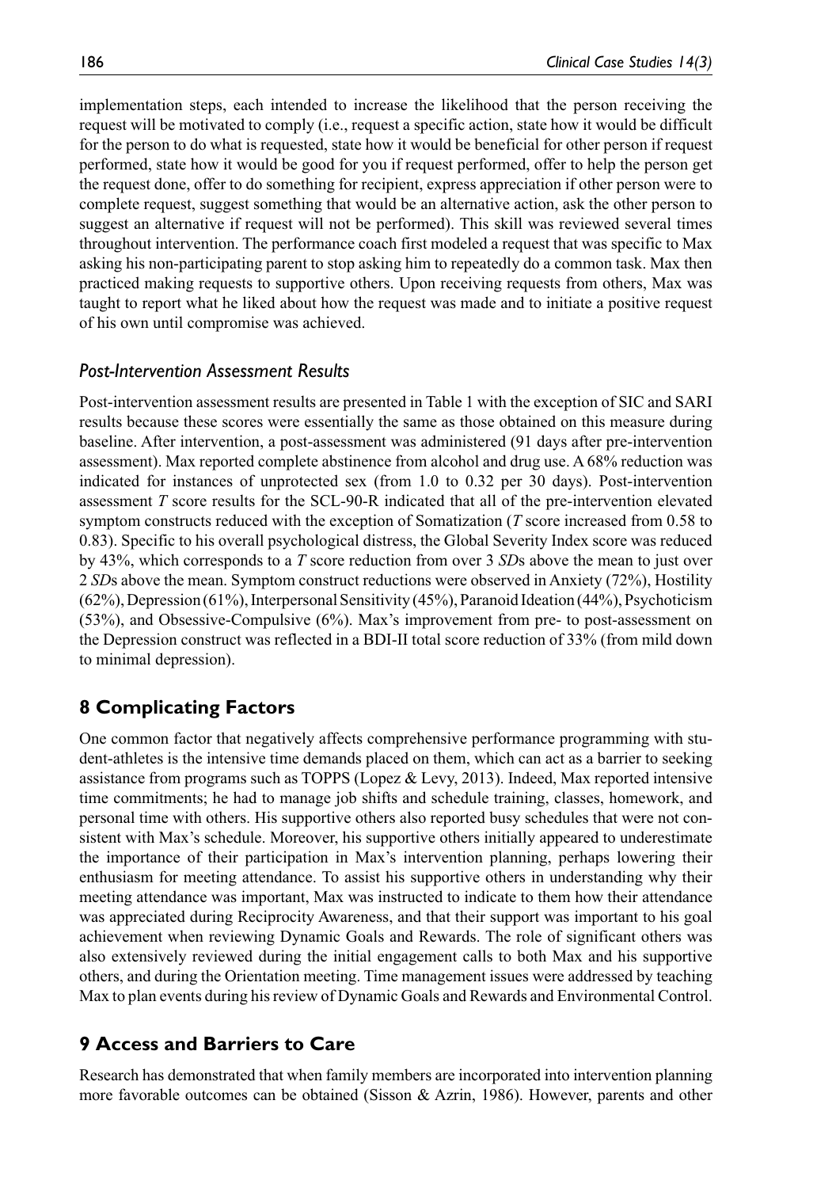implementation steps, each intended to increase the likelihood that the person receiving the request will be motivated to comply (i.e., request a specific action, state how it would be difficult for the person to do what is requested, state how it would be beneficial for other person if request performed, state how it would be good for you if request performed, offer to help the person get the request done, offer to do something for recipient, express appreciation if other person were to complete request, suggest something that would be an alternative action, ask the other person to suggest an alternative if request will not be performed). This skill was reviewed several times throughout intervention. The performance coach first modeled a request that was specific to Max asking his non-participating parent to stop asking him to repeatedly do a common task. Max then practiced making requests to supportive others. Upon receiving requests from others, Max was taught to report what he liked about how the request was made and to initiate a positive request of his own until compromise was achieved.

### *Post-Intervention Assessment Results*

Post-intervention assessment results are presented in Table 1 with the exception of SIC and SARI results because these scores were essentially the same as those obtained on this measure during baseline. After intervention, a post-assessment was administered (91 days after pre-intervention assessment). Max reported complete abstinence from alcohol and drug use. A 68% reduction was indicated for instances of unprotected sex (from 1.0 to 0.32 per 30 days). Post-intervention assessment *T* score results for the SCL-90-R indicated that all of the pre-intervention elevated symptom constructs reduced with the exception of Somatization (*T* score increased from 0.58 to 0.83). Specific to his overall psychological distress, the Global Severity Index score was reduced by 43%, which corresponds to a *T* score reduction from over 3 *SD*s above the mean to just over 2 *SD*s above the mean. Symptom construct reductions were observed in Anxiety (72%), Hostility (62%), Depression (61%), Interpersonal Sensitivity (45%), Paranoid Ideation (44%), Psychoticism (53%), and Obsessive-Compulsive (6%). Max's improvement from pre- to post-assessment on the Depression construct was reflected in a BDI-II total score reduction of 33% (from mild down to minimal depression).

## 8 Complicating Factors

One common factor that negatively affects comprehensive performance programming with student-athletes is the intensive time demands placed on them, which can act as a barrier to seeking assistance from programs such as TOPPS (Lopez & Levy, 2013). Indeed, Max reported intensive time commitments; he had to manage job shifts and schedule training, classes, homework, and personal time with others. His supportive others also reported busy schedules that were not consistent with Max's schedule. Moreover, his supportive others initially appeared to underestimate the importance of their participation in Max's intervention planning, perhaps lowering their enthusiasm for meeting attendance. To assist his supportive others in understanding why their meeting attendance was important, Max was instructed to indicate to them how their attendance was appreciated during Reciprocity Awareness, and that their support was important to his goal achievement when reviewing Dynamic Goals and Rewards. The role of significant others was also extensively reviewed during the initial engagement calls to both Max and his supportive others, and during the Orientation meeting. Time management issues were addressed by teaching Max to plan events during his review of Dynamic Goals and Rewards and Environmental Control.

## 9 Access and Barriers to Care

Research has demonstrated that when family members are incorporated into intervention planning more favorable outcomes can be obtained (Sisson & Azrin, 1986). However, parents and other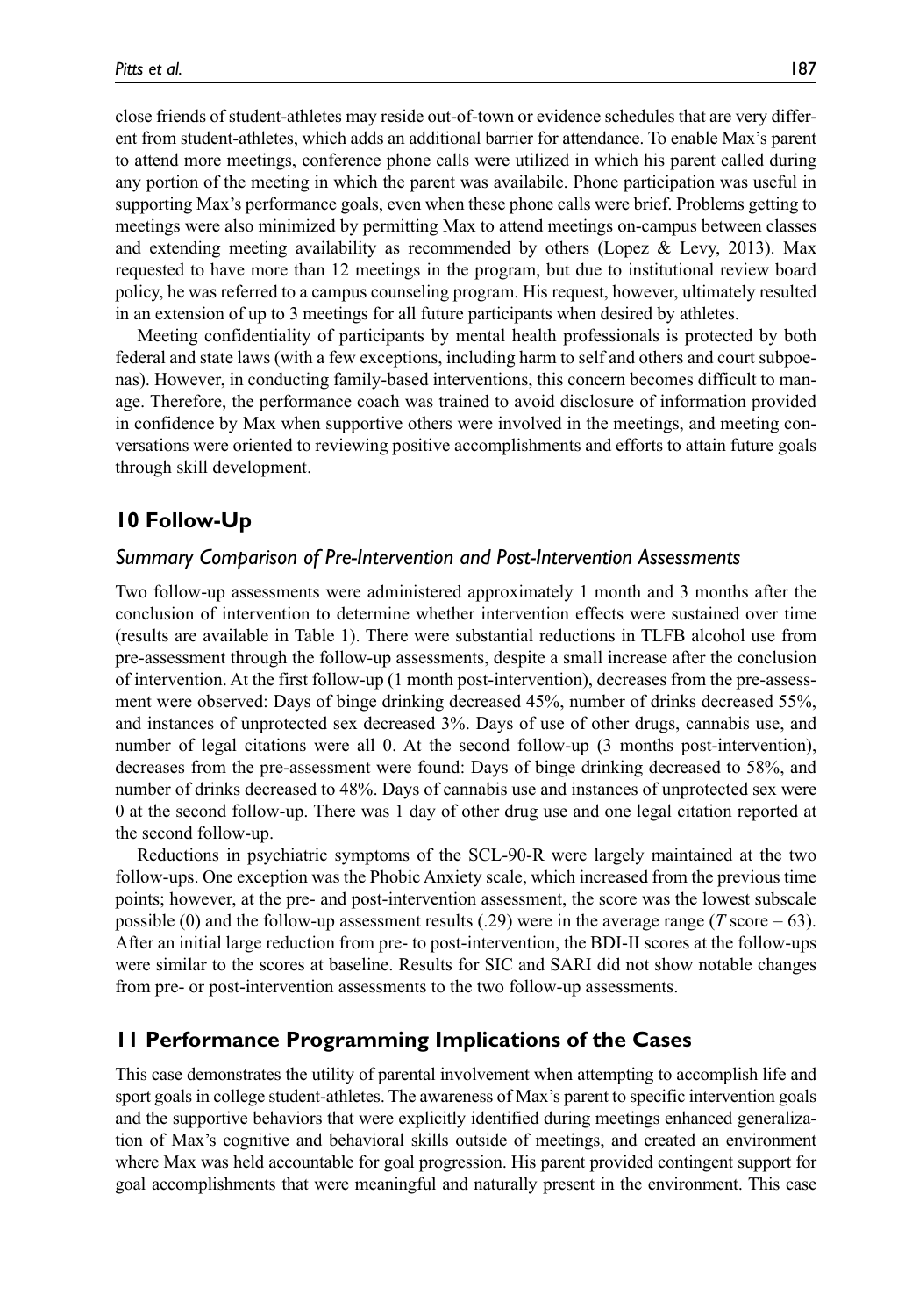close friends of student-athletes may reside out-of-town or evidence schedules that are very different from student-athletes, which adds an additional barrier for attendance. To enable Max's parent to attend more meetings, conference phone calls were utilized in which his parent called during any portion of the meeting in which the parent was availabile. Phone participation was useful in supporting Max's performance goals, even when these phone calls were brief. Problems getting to meetings were also minimized by permitting Max to attend meetings on-campus between classes and extending meeting availability as recommended by others (Lopez & Levy, 2013). Max requested to have more than 12 meetings in the program, but due to institutional review board policy, he was referred to a campus counseling program. His request, however, ultimately resulted in an extension of up to 3 meetings for all future participants when desired by athletes.

Meeting confidentiality of participants by mental health professionals is protected by both federal and state laws (with a few exceptions, including harm to self and others and court subpoenas). However, in conducting family-based interventions, this concern becomes difficult to manage. Therefore, the performance coach was trained to avoid disclosure of information provided in confidence by Max when supportive others were involved in the meetings, and meeting conversations were oriented to reviewing positive accomplishments and efforts to attain future goals through skill development.

## 10 Follow-Up

### *Summary Comparison of Pre-Intervention and Post-Intervention Assessments*

Two follow-up assessments were administered approximately 1 month and 3 months after the conclusion of intervention to determine whether intervention effects were sustained over time (results are available in Table 1). There were substantial reductions in TLFB alcohol use from pre-assessment through the follow-up assessments, despite a small increase after the conclusion of intervention. At the first follow-up (1 month post-intervention), decreases from the pre-assessment were observed: Days of binge drinking decreased 45%, number of drinks decreased 55%, and instances of unprotected sex decreased 3%. Days of use of other drugs, cannabis use, and number of legal citations were all 0. At the second follow-up (3 months post-intervention), decreases from the pre-assessment were found: Days of binge drinking decreased to 58%, and number of drinks decreased to 48%. Days of cannabis use and instances of unprotected sex were 0 at the second follow-up. There was 1 day of other drug use and one legal citation reported at the second follow-up.

Reductions in psychiatric symptoms of the SCL-90-R were largely maintained at the two follow-ups. One exception was the Phobic Anxiety scale, which increased from the previous time points; however, at the pre- and post-intervention assessment, the score was the lowest subscale possible (0) and the follow-up assessment results (.29) were in the average range (*T* score = 63). After an initial large reduction from pre- to post-intervention, the BDI-II scores at the follow-ups were similar to the scores at baseline. Results for SIC and SARI did not show notable changes from pre- or post-intervention assessments to the two follow-up assessments.

## 11 Performance Programming Implications of the Cases

This case demonstrates the utility of parental involvement when attempting to accomplish life and sport goals in college student-athletes. The awareness of Max's parent to specific intervention goals and the supportive behaviors that were explicitly identified during meetings enhanced generalization of Max's cognitive and behavioral skills outside of meetings, and created an environment where Max was held accountable for goal progression. His parent provided contingent support for goal accomplishments that were meaningful and naturally present in the environment. This case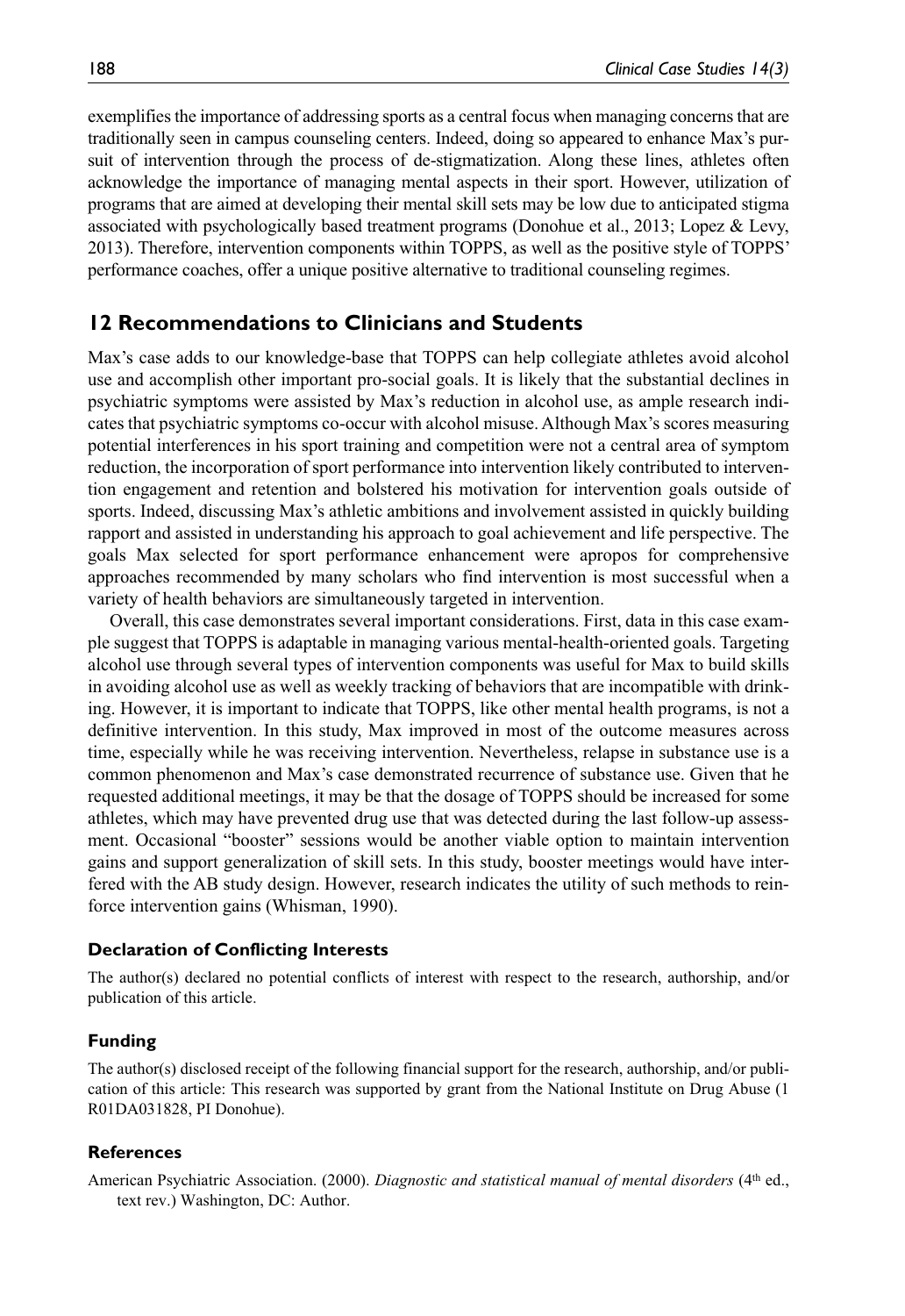exemplifies the importance of addressing sports as a central focus when managing concerns that are traditionally seen in campus counseling centers. Indeed, doing so appeared to enhance Max's pursuit of intervention through the process of de-stigmatization. Along these lines, athletes often acknowledge the importance of managing mental aspects in their sport. However, utilization of programs that are aimed at developing their mental skill sets may be low due to anticipated stigma associated with psychologically based treatment programs (Donohue et al., 2013; Lopez & Levy, 2013). Therefore, intervention components within TOPPS, as well as the positive style of TOPPS' performance coaches, offer a unique positive alternative to traditional counseling regimes.

## 12 Recommendations to Clinicians and Students

Max's case adds to our knowledge-base that TOPPS can help collegiate athletes avoid alcohol use and accomplish other important pro-social goals. It is likely that the substantial declines in psychiatric symptoms were assisted by Max's reduction in alcohol use, as ample research indicates that psychiatric symptoms co-occur with alcohol misuse. Although Max's scores measuring potential interferences in his sport training and competition were not a central area of symptom reduction, the incorporation of sport performance into intervention likely contributed to intervention engagement and retention and bolstered his motivation for intervention goals outside of sports. Indeed, discussing Max's athletic ambitions and involvement assisted in quickly building rapport and assisted in understanding his approach to goal achievement and life perspective. The goals Max selected for sport performance enhancement were apropos for comprehensive approaches recommended by many scholars who find intervention is most successful when a variety of health behaviors are simultaneously targeted in intervention.

Overall, this case demonstrates several important considerations. First, data in this case example suggest that TOPPS is adaptable in managing various mental-health-oriented goals. Targeting alcohol use through several types of intervention components was useful for Max to build skills in avoiding alcohol use as well as weekly tracking of behaviors that are incompatible with drinking. However, it is important to indicate that TOPPS, like other mental health programs, is not a definitive intervention. In this study, Max improved in most of the outcome measures across time, especially while he was receiving intervention. Nevertheless, relapse in substance use is a common phenomenon and Max's case demonstrated recurrence of substance use. Given that he requested additional meetings, it may be that the dosage of TOPPS should be increased for some athletes, which may have prevented drug use that was detected during the last follow-up assessment. Occasional "booster" sessions would be another viable option to maintain intervention gains and support generalization of skill sets. In this study, booster meetings would have interfered with the AB study design. However, research indicates the utility of such methods to reinforce intervention gains (Whisman, 1990).

### Declaration of Conflicting Interests

The author(s) declared no potential conflicts of interest with respect to the research, authorship, and/or publication of this article.

### Funding

The author(s) disclosed receipt of the following financial support for the research, authorship, and/or publication of this article: This research was supported by grant from the National Institute on Drug Abuse (1 R01DA031828, PI Donohue).

### References

American Psychiatric Association. (2000). *Diagnostic and statistical manual of mental disorders* (4th ed., text rev.) Washington, DC: Author.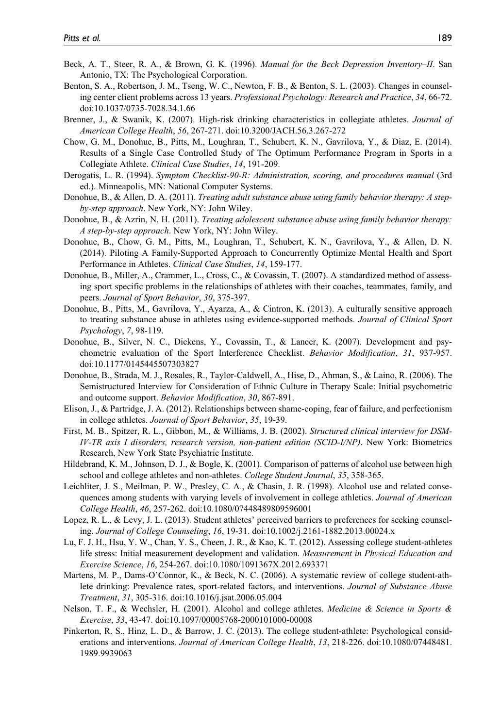Beck, A. T., Steer, R. A., & Brown, G. K. (1996). *Manual for the Beck Depression Inventory–II*. San Antonio, TX: The Psychological Corporation.

Benton, S. A., Robertson, J. M., Tseng, W. C., Newton, F. B., & Benton, S. L. (2003). Changes in counseling center client problems across 13 years. *Professional Psychology: Research and Practice*, *34*, 66-72. doi:10.1037/0735-7028.34.1.66

Brenner, J., & Swanik, K. (2007). High-risk drinking characteristics in collegiate athletes. *Journal of American College Health*, *56*, 267-271. doi:10.3200/JACH.56.3.267-272

Chow, G. M., Donohue, B., Pitts, M., Loughran, T., Schubert, K. N., Gavrilova, Y., & Diaz, E. (2014). Results of a Single Case Controlled Study of The Optimum Performance Program in Sports in a Collegiate Athlete. *Clinical Case Studies*, *14*, 191-209.

Derogatis, L. R. (1994). *Symptom Checklist-90-R: Administration, scoring, and procedures manual* (3rd ed.). Minneapolis, MN: National Computer Systems.

Donohue, B., & Allen, D. A. (2011). *Treating adult substance abuse using family behavior therapy: A step-by-step approach*. New York, NY: John Wiley.

Donohue, B., & Azrin, N. H. (2011). *Treating adolescent substance abuse using family behavior therapy: A step-by-step approach*. New York, NY: John Wiley.

Donohue, B., Chow, G. M., Pitts, M., Loughran, T., Schubert, K. N., Gavrilova, Y., & Allen, D. N. (2014). Piloting A Family-Supported Approach to Concurrently Optimize Mental Health and Sport Performance in Athletes. *Clinical Case Studies*, *14*, 159-177.

Donohue, B., Miller, A., Crammer, L., Cross, C., & Covassin, T. (2007). A standardized method of assessing sport specific problems in the relationships of athletes with their coaches, teammates, family, and peers. *Journal of Sport Behavior*, *30*, 375-397.

Donohue, B., Pitts, M., Gavrilova, Y., Ayarza, A., & Cintron, K. (2013). A culturally sensitive approach to treating substance abuse in athletes using evidence-supported methods. *Journal of Clinical Sport Psychology*, *7*, 98-119.

Donohue, B., Silver, N. C., Dickens, Y., Covassin, T., & Lancer, K. (2007). Development and psychometric evaluation of the Sport Interference Checklist. *Behavior Modification*, *31*, 937-957. doi:10.1177/0145445507303827

Donohue, B., Strada, M. J., Rosales, R., Taylor-Caldwell, A., Hise, D., Ahman, S., & Laino, R. (2006). The Semistructured Interview for Consideration of Ethnic Culture in Therapy Scale: Initial psychometric and outcome support. *Behavior Modification*, *30*, 867-891.

Elison, J., & Partridge, J. A. (2012). Relationships between shame-coping, fear of failure, and perfectionism in college athletes. *Journal of Sport Behavior*, *35*, 19-39.

First, M. B., Spitzer, R. L., Gibbon, M., & Williams, J. B. (2002). *Structured clinical interview for DSM-IV-TR axis I disorders, research version, non-patient edition (SCID-I/NP)*. New York: Biometrics Research, New York State Psychiatric Institute.

Hildebrand, K. M., Johnson, D. J., & Bogle, K. (2001). Comparison of patterns of alcohol use between high school and college athletes and non-athletes. *College Student Journal*, *35*, 358-365.

Leichliter, J. S., Meilman, P. W., Presley, C. A., & Chasin, J. R. (1998). Alcohol use and related consequences among students with varying levels of involvement in college athletics. *Journal of American College Health*, *46*, 257-262. doi:10.1080/07448489809596001

Lopez, R. L., & Levy, J. L. (2013). Student athletes' perceived barriers to preferences for seeking counseling. *Journal of College Counseling*, *16*, 19-31. doi:10.1002/j.2161-1882.2013.00024.x

Lu, F. J. H., Hsu, Y. W., Chan, Y. S., Cheen, J. R., & Kao, K. T. (2012). Assessing college student-athletes life stress: Initial measurement development and validation. *Measurement in Physical Education and Exercise Science*, *16*, 254-267. doi:10.1080/1091367X.2012.693371

Martens, M. P., Dams-O'Connor, K., & Beck, N. C. (2006). A systematic review of college student-athlete drinking: Prevalence rates, sport-related factors, and interventions. *Journal of Substance Abuse Treatment*, *31*, 305-316. doi:10.1016/j.jsat.2006.05.004

Nelson, T. F., & Wechsler, H. (2001). Alcohol and college athletes. *Medicine & Science in Sports & Exercise*, *33*, 43-47. doi:10.1097/00005768-2000101000-00008

Pinkerton, R. S., Hinz, L. D., & Barrow, J. C. (2013). The college student-athlete: Psychological considerations and interventions. *Journal of American College Health*, *13*, 218-226. doi:10.1080/07448481.1989.9939063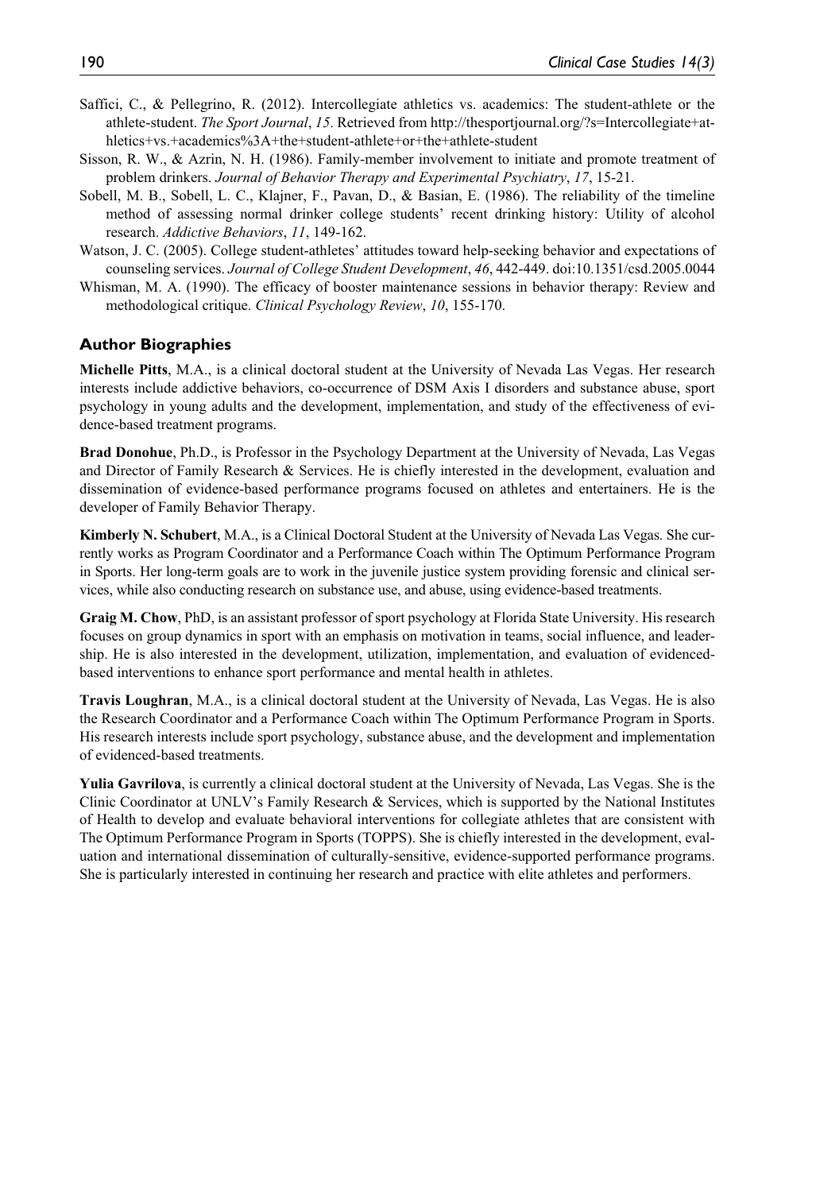Saffici, C., & Pellegrino, R. (2012). Intercollegiate athletics vs. academics: The student-athlete or the athlete-student. *The Sport Journal*, *15*. Retrieved from http://thesportjournal.org/?s=Intercollegiate+athletics+vs.+academics%3A+the+student-athlete+or+the+athlete-student

Sisson, R. W., & Azrin, N. H. (1986). Family-member involvement to initiate and promote treatment of problem drinkers. *Journal of Behavior Therapy and Experimental Psychiatry*, *17*, 15-21.

Sobell, M. B., Sobell, L. C., Klajner, F., Pavan, D., & Basian, E. (1986). The reliability of the timeline method of assessing normal drinker college students' recent drinking history: Utility of alcohol research. *Addictive Behaviors*, *11*, 149-162.

Watson, J. C. (2005). College student-athletes' attitudes toward help-seeking behavior and expectations of counseling services. *Journal of College Student Development*, *46*, 442-449. doi:10.1351/csd.2005.0044

Whisman, M. A. (1990). The efficacy of booster maintenance sessions in behavior therapy: Review and methodological critique. *Clinical Psychology Review*, *10*, 155-170.

## Author Biographies

**Michelle Pitts**, M.A., is a clinical doctoral student at the University of Nevada Las Vegas. Her research interests include addictive behaviors, co-occurrence of DSM Axis I disorders and substance abuse, sport psychology in young adults and the development, implementation, and study of the effectiveness of evidence-based treatment programs.

**Brad Donohue**, Ph.D., is Professor in the Psychology Department at the University of Nevada, Las Vegas and Director of Family Research & Services. He is chiefly interested in the development, evaluation and dissemination of evidence-based performance programs focused on athletes and entertainers. He is the developer of Family Behavior Therapy.

**Kimberly N. Schubert**, M.A., is a Clinical Doctoral Student at the University of Nevada Las Vegas. She currently works as Program Coordinator and a Performance Coach within The Optimum Performance Program in Sports. Her long-term goals are to work in the juvenile justice system providing forensic and clinical services, while also conducting research on substance use, and abuse, using evidence-based treatments.

**Graig M. Chow**, PhD, is an assistant professor of sport psychology at Florida State University. His research focuses on group dynamics in sport with an emphasis on motivation in teams, social influence, and leadership. He is also interested in the development, utilization, implementation, and evaluation of evidenced-based interventions to enhance sport performance and mental health in athletes.

**Travis Loughran**, M.A., is a clinical doctoral student at the University of Nevada, Las Vegas. He is also the Research Coordinator and a Performance Coach within The Optimum Performance Program in Sports. His research interests include sport psychology, substance abuse, and the development and implementation of evidenced-based treatments.

**Yulia Gavrilova**, is currently a clinical doctoral student at the University of Nevada, Las Vegas. She is the Clinic Coordinator at UNLV's Family Research & Services, which is supported by the National Institutes of Health to develop and evaluate behavioral interventions for collegiate athletes that are consistent with The Optimum Performance Program in Sports (TOPPS). She is chiefly interested in the development, evaluation and international dissemination of culturally-sensitive, evidence-supported performance programs. She is particularly interested in continuing her research and practice with elite athletes and performers.